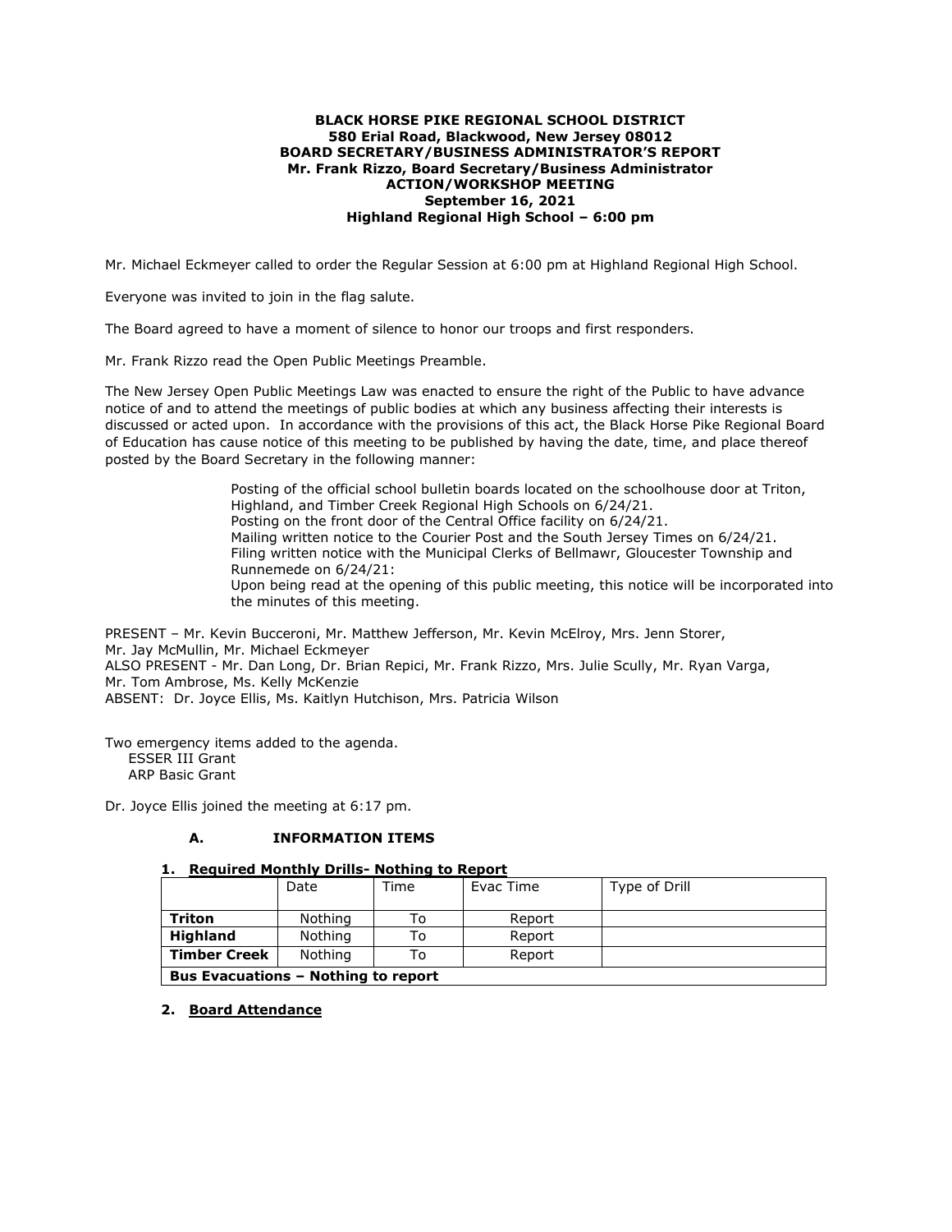**BLACK HORSE PIKE REGIONAL SCHOOL DISTRICT**
**580 Erial Road, Blackwood, New Jersey 08012**
**BOARD SECRETARY/BUSINESS ADMINISTRATOR'S REPORT**
**Mr. Frank Rizzo, Board Secretary/Business Administrator**
**ACTION/WORKSHOP MEETING**
**September 16, 2021**
**Highland Regional High School – 6:00 pm**

Mr. Michael Eckmeyer called to order the Regular Session at 6:00 pm at Highland Regional High School.

Everyone was invited to join in the flag salute.

The Board agreed to have a moment of silence to honor our troops and first responders.

Mr. Frank Rizzo read the Open Public Meetings Preamble.

The New Jersey Open Public Meetings Law was enacted to ensure the right of the Public to have advance notice of and to attend the meetings of public bodies at which any business affecting their interests is discussed or acted upon. In accordance with the provisions of this act, the Black Horse Pike Regional Board of Education has cause notice of this meeting to be published by having the date, time, and place thereof posted by the Board Secretary in the following manner:

> Posting of the official school bulletin boards located on the schoolhouse door at Triton, Highland, and Timber Creek Regional High Schools on 6/24/21.
> Posting on the front door of the Central Office facility on 6/24/21.
> Mailing written notice to the Courier Post and the South Jersey Times on 6/24/21.
> Filing written notice with the Municipal Clerks of Bellmawr, Gloucester Township and Runnemede on 6/24/21:
> Upon being read at the opening of this public meeting, this notice will be incorporated into the minutes of this meeting.

PRESENT – Mr. Kevin Bucceroni, Mr. Matthew Jefferson, Mr. Kevin McElroy, Mrs. Jenn Storer, Mr. Jay McMullin, Mr. Michael Eckmeyer
ALSO PRESENT - Mr. Dan Long, Dr. Brian Repici, Mr. Frank Rizzo, Mrs. Julie Scully, Mr. Ryan Varga, Mr. Tom Ambrose, Ms. Kelly McKenzie
ABSENT: Dr. Joyce Ellis, Ms. Kaitlyn Hutchison, Mrs. Patricia Wilson

Two emergency items added to the agenda.
ESSER III Grant
ARP Basic Grant

Dr. Joyce Ellis joined the meeting at 6:17 pm.

## A. INFORMATION ITEMS

### 1. Required Monthly Drills- Nothing to Report

| | Date | Time | Evac Time | Type of Drill |
|---|---|---|---|---|
| **Triton** | Nothing | To | Report | |
| **Highland** | Nothing | To | Report | |
| **Timber Creek** | Nothing | To | Report | |
| **Bus Evacuations – Nothing to report** | | | | |

### 2. Board Attendance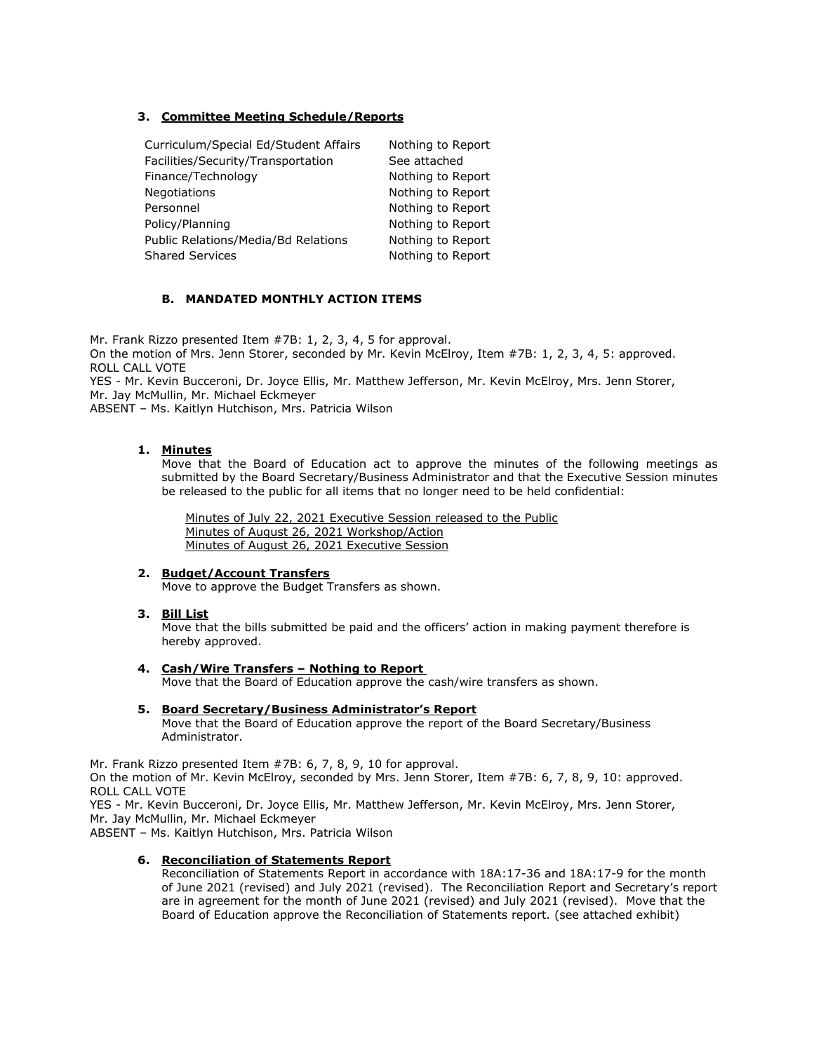### 3. **Committee Meeting Schedule/Reports**

| | |
|---|---|
| Curriculum/Special Ed/Student Affairs | Nothing to Report |
| Facilities/Security/Transportation | See attached |
| Finance/Technology | Nothing to Report |
| Negotiations | Nothing to Report |
| Personnel | Nothing to Report |
| Policy/Planning | Nothing to Report |
| Public Relations/Media/Bd Relations | Nothing to Report |
| Shared Services | Nothing to Report |

## B. MANDATED MONTHLY ACTION ITEMS

Mr. Frank Rizzo presented Item #7B: 1, 2, 3, 4, 5 for approval.
On the motion of Mrs. Jenn Storer, seconded by Mr. Kevin McElroy, Item #7B: 1, 2, 3, 4, 5: approved.
ROLL CALL VOTE
YES - Mr. Kevin Bucceroni, Dr. Joyce Ellis, Mr. Matthew Jefferson, Mr. Kevin McElroy, Mrs. Jenn Storer, Mr. Jay McMullin, Mr. Michael Eckmeyer
ABSENT – Ms. Kaitlyn Hutchison, Mrs. Patricia Wilson

1. **Minutes**
   Move that the Board of Education act to approve the minutes of the following meetings as submitted by the Board Secretary/Business Administrator and that the Executive Session minutes be released to the public for all items that no longer need to be held confidential:

   Minutes of July 22, 2021 Executive Session released to the Public
   Minutes of August 26, 2021 Workshop/Action
   Minutes of August 26, 2021 Executive Session

2. **Budget/Account Transfers**
   Move to approve the Budget Transfers as shown.

3. **Bill List**
   Move that the bills submitted be paid and the officers' action in making payment therefore is hereby approved.

4. **Cash/Wire Transfers – Nothing to Report**
   Move that the Board of Education approve the cash/wire transfers as shown.

5. **Board Secretary/Business Administrator's Report**
   Move that the Board of Education approve the report of the Board Secretary/Business Administrator.

Mr. Frank Rizzo presented Item #7B: 6, 7, 8, 9, 10 for approval.
On the motion of Mr. Kevin McElroy, seconded by Mrs. Jenn Storer, Item #7B: 6, 7, 8, 9, 10: approved.
ROLL CALL VOTE
YES - Mr. Kevin Bucceroni, Dr. Joyce Ellis, Mr. Matthew Jefferson, Mr. Kevin McElroy, Mrs. Jenn Storer, Mr. Jay McMullin, Mr. Michael Eckmeyer
ABSENT – Ms. Kaitlyn Hutchison, Mrs. Patricia Wilson

6. **Reconciliation of Statements Report**
   Reconciliation of Statements Report in accordance with 18A:17-36 and 18A:17-9 for the month of June 2021 (revised) and July 2021 (revised). The Reconciliation Report and Secretary's report are in agreement for the month of June 2021 (revised) and July 2021 (revised). Move that the Board of Education approve the Reconciliation of Statements report. (see attached exhibit)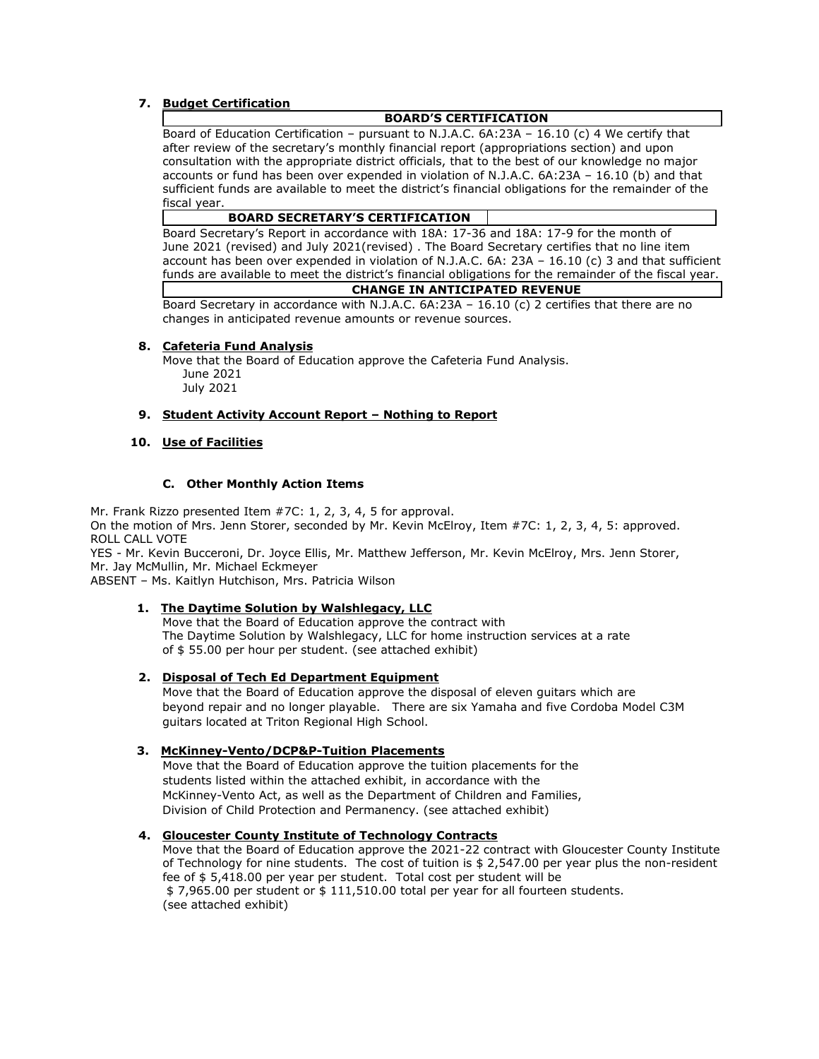7. **Budget Certification**

| BOARD'S CERTIFICATION |
|---|

Board of Education Certification – pursuant to N.J.A.C. 6A:23A – 16.10 (c) 4 We certify that after review of the secretary's monthly financial report (appropriations section) and upon consultation with the appropriate district officials, that to the best of our knowledge no major accounts or fund has been over expended in violation of N.J.A.C. 6A:23A – 16.10 (b) and that sufficient funds are available to meet the district's financial obligations for the remainder of the fiscal year.

| BOARD SECRETARY'S CERTIFICATION | |
|---|---|

Board Secretary's Report in accordance with 18A: 17-36 and 18A: 17-9 for the month of June 2021 (revised) and July 2021(revised) . The Board Secretary certifies that no line item account has been over expended in violation of N.J.A.C. 6A: 23A – 16.10 (c) 3 and that sufficient funds are available to meet the district's financial obligations for the remainder of the fiscal year.

| CHANGE IN ANTICIPATED REVENUE |
|---|

Board Secretary in accordance with N.J.A.C. 6A:23A – 16.10 (c) 2 certifies that there are no changes in anticipated revenue amounts or revenue sources.

8. **Cafeteria Fund Analysis**
   Move that the Board of Education approve the Cafeteria Fund Analysis.
   June 2021
   July 2021

9. **Student Activity Account Report – Nothing to Report**

10. **Use of Facilities**

**C. Other Monthly Action Items**

Mr. Frank Rizzo presented Item #7C: 1, 2, 3, 4, 5 for approval.
On the motion of Mrs. Jenn Storer, seconded by Mr. Kevin McElroy, Item #7C: 1, 2, 3, 4, 5: approved.
ROLL CALL VOTE
YES - Mr. Kevin Bucceroni, Dr. Joyce Ellis, Mr. Matthew Jefferson, Mr. Kevin McElroy, Mrs. Jenn Storer, Mr. Jay McMullin, Mr. Michael Eckmeyer
ABSENT – Ms. Kaitlyn Hutchison, Mrs. Patricia Wilson

1. **The Daytime Solution by Walshlegacy, LLC**
   Move that the Board of Education approve the contract with The Daytime Solution by Walshlegacy, LLC for home instruction services at a rate of $ 55.00 per hour per student. (see attached exhibit)

2. **Disposal of Tech Ed Department Equipment**
   Move that the Board of Education approve the disposal of eleven guitars which are beyond repair and no longer playable. There are six Yamaha and five Cordoba Model C3M guitars located at Triton Regional High School.

3. **McKinney-Vento/DCP&P-Tuition Placements**
   Move that the Board of Education approve the tuition placements for the students listed within the attached exhibit, in accordance with the McKinney-Vento Act, as well as the Department of Children and Families, Division of Child Protection and Permanency. (see attached exhibit)

4. **Gloucester County Institute of Technology Contracts**
   Move that the Board of Education approve the 2021-22 contract with Gloucester County Institute of Technology for nine students. The cost of tuition is $ 2,547.00 per year plus the non-resident fee of $ 5,418.00 per year per student. Total cost per student will be $ 7,965.00 per student or $ 111,510.00 total per year for all fourteen students. (see attached exhibit)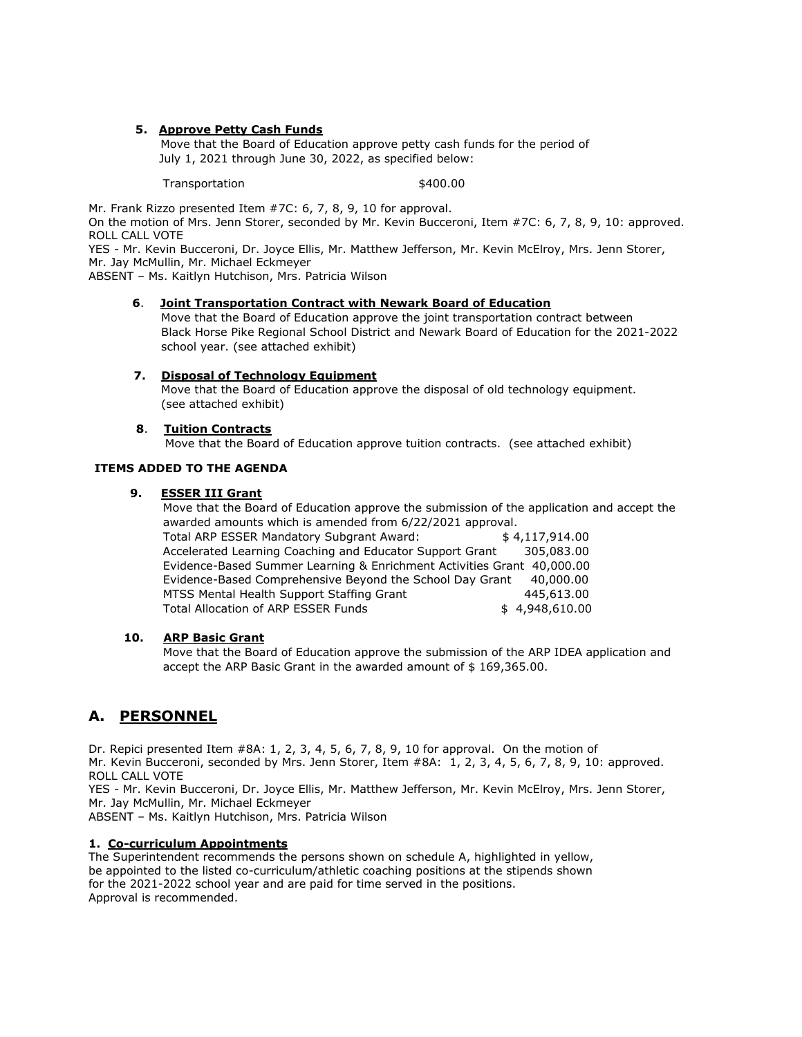**5. Approve Petty Cash Funds**

Move that the Board of Education approve petty cash funds for the period of July 1, 2021 through June 30, 2022, as specified below:

| | |
|---|---|
| Transportation | $400.00 |

Mr. Frank Rizzo presented Item #7C: 6, 7, 8, 9, 10 for approval.
On the motion of Mrs. Jenn Storer, seconded by Mr. Kevin Bucceroni, Item #7C: 6, 7, 8, 9, 10: approved.
ROLL CALL VOTE
YES - Mr. Kevin Bucceroni, Dr. Joyce Ellis, Mr. Matthew Jefferson, Mr. Kevin McElroy, Mrs. Jenn Storer, Mr. Jay McMullin, Mr. Michael Eckmeyer
ABSENT – Ms. Kaitlyn Hutchison, Mrs. Patricia Wilson

**6. Joint Transportation Contract with Newark Board of Education**

Move that the Board of Education approve the joint transportation contract between Black Horse Pike Regional School District and Newark Board of Education for the 2021-2022 school year. (see attached exhibit)

**7. Disposal of Technology Equipment**

Move that the Board of Education approve the disposal of old technology equipment. (see attached exhibit)

**8. Tuition Contracts**

Move that the Board of Education approve tuition contracts. (see attached exhibit)

**ITEMS ADDED TO THE AGENDA**

**9. ESSER III Grant**

Move that the Board of Education approve the submission of the application and accept the awarded amounts which is amended from 6/22/2021 approval.

| | |
|---|---|
| Total ARP ESSER Mandatory Subgrant Award: | $ 4,117,914.00 |
| Accelerated Learning Coaching and Educator Support Grant | 305,083.00 |
| Evidence-Based Summer Learning & Enrichment Activities Grant | 40,000.00 |
| Evidence-Based Comprehensive Beyond the School Day Grant | 40,000.00 |
| MTSS Mental Health Support Staffing Grant | 445,613.00 |
| Total Allocation of ARP ESSER Funds | $ 4,948,610.00 |

**10. ARP Basic Grant**

Move that the Board of Education approve the submission of the ARP IDEA application and accept the ARP Basic Grant in the awarded amount of $ 169,365.00.

## A. PERSONNEL

Dr. Repici presented Item #8A: 1, 2, 3, 4, 5, 6, 7, 8, 9, 10 for approval. On the motion of Mr. Kevin Bucceroni, seconded by Mrs. Jenn Storer, Item #8A: 1, 2, 3, 4, 5, 6, 7, 8, 9, 10: approved.
ROLL CALL VOTE
YES - Mr. Kevin Bucceroni, Dr. Joyce Ellis, Mr. Matthew Jefferson, Mr. Kevin McElroy, Mrs. Jenn Storer, Mr. Jay McMullin, Mr. Michael Eckmeyer
ABSENT – Ms. Kaitlyn Hutchison, Mrs. Patricia Wilson

**1. Co-curriculum Appointments**

The Superintendent recommends the persons shown on schedule A, highlighted in yellow, be appointed to the listed co-curriculum/athletic coaching positions at the stipends shown for the 2021-2022 school year and are paid for time served in the positions.
Approval is recommended.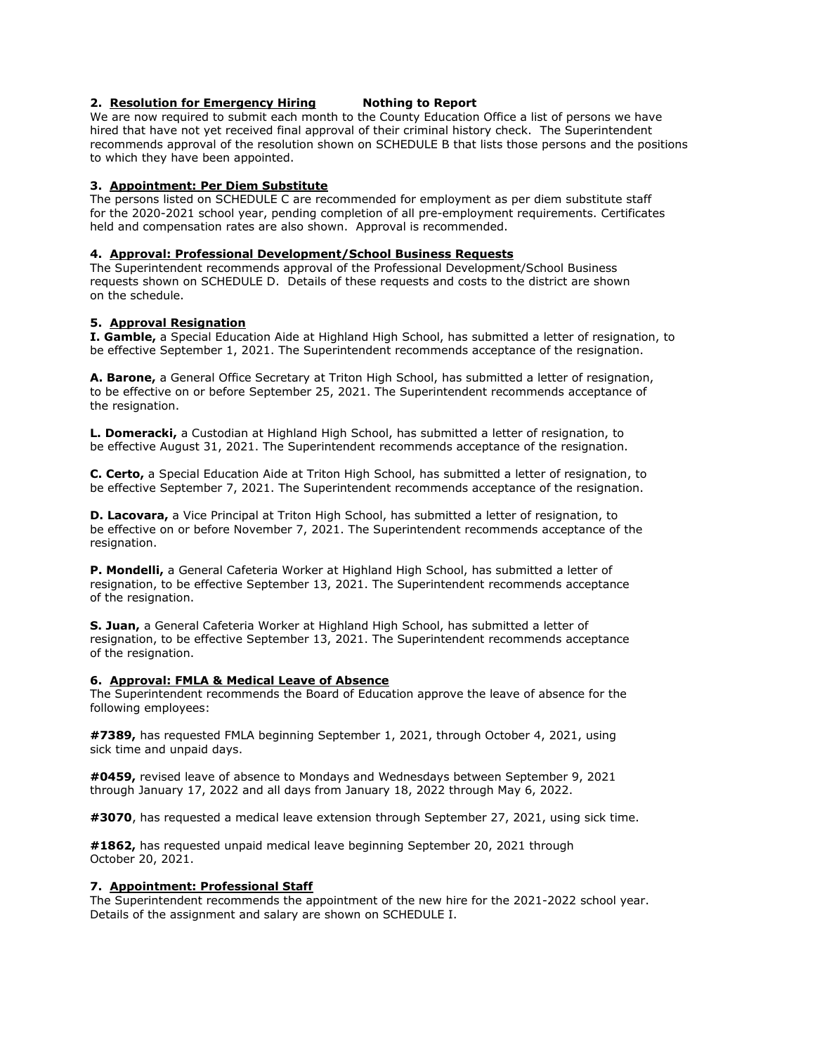**2. Resolution for Emergency Hiring** **Nothing to Report**

We are now required to submit each month to the County Education Office a list of persons we have hired that have not yet received final approval of their criminal history check. The Superintendent recommends approval of the resolution shown on SCHEDULE B that lists those persons and the positions to which they have been appointed.

**3. Appointment: Per Diem Substitute**

The persons listed on SCHEDULE C are recommended for employment as per diem substitute staff for the 2020-2021 school year, pending completion of all pre-employment requirements. Certificates held and compensation rates are also shown. Approval is recommended.

**4. Approval: Professional Development/School Business Requests**

The Superintendent recommends approval of the Professional Development/School Business requests shown on SCHEDULE D. Details of these requests and costs to the district are shown on the schedule.

**5. Approval Resignation**

**I. Gamble,** a Special Education Aide at Highland High School, has submitted a letter of resignation, to be effective September 1, 2021. The Superintendent recommends acceptance of the resignation.

**A. Barone,** a General Office Secretary at Triton High School, has submitted a letter of resignation, to be effective on or before September 25, 2021. The Superintendent recommends acceptance of the resignation.

**L. Domeracki,** a Custodian at Highland High School, has submitted a letter of resignation, to be effective August 31, 2021. The Superintendent recommends acceptance of the resignation.

**C. Certo,** a Special Education Aide at Triton High School, has submitted a letter of resignation, to be effective September 7, 2021. The Superintendent recommends acceptance of the resignation.

**D. Lacovara,** a Vice Principal at Triton High School, has submitted a letter of resignation, to be effective on or before November 7, 2021. The Superintendent recommends acceptance of the resignation.

**P. Mondelli,** a General Cafeteria Worker at Highland High School, has submitted a letter of resignation, to be effective September 13, 2021. The Superintendent recommends acceptance of the resignation.

**S. Juan,** a General Cafeteria Worker at Highland High School, has submitted a letter of resignation, to be effective September 13, 2021. The Superintendent recommends acceptance of the resignation.

**6. Approval: FMLA & Medical Leave of Absence**

The Superintendent recommends the Board of Education approve the leave of absence for the following employees:

**#7389,** has requested FMLA beginning September 1, 2021, through October 4, 2021, using sick time and unpaid days.

**#0459,** revised leave of absence to Mondays and Wednesdays between September 9, 2021 through January 17, 2022 and all days from January 18, 2022 through May 6, 2022.

**#3070**, has requested a medical leave extension through September 27, 2021, using sick time.

**#1862,** has requested unpaid medical leave beginning September 20, 2021 through October 20, 2021.

**7. Appointment: Professional Staff**

The Superintendent recommends the appointment of the new hire for the 2021-2022 school year. Details of the assignment and salary are shown on SCHEDULE I.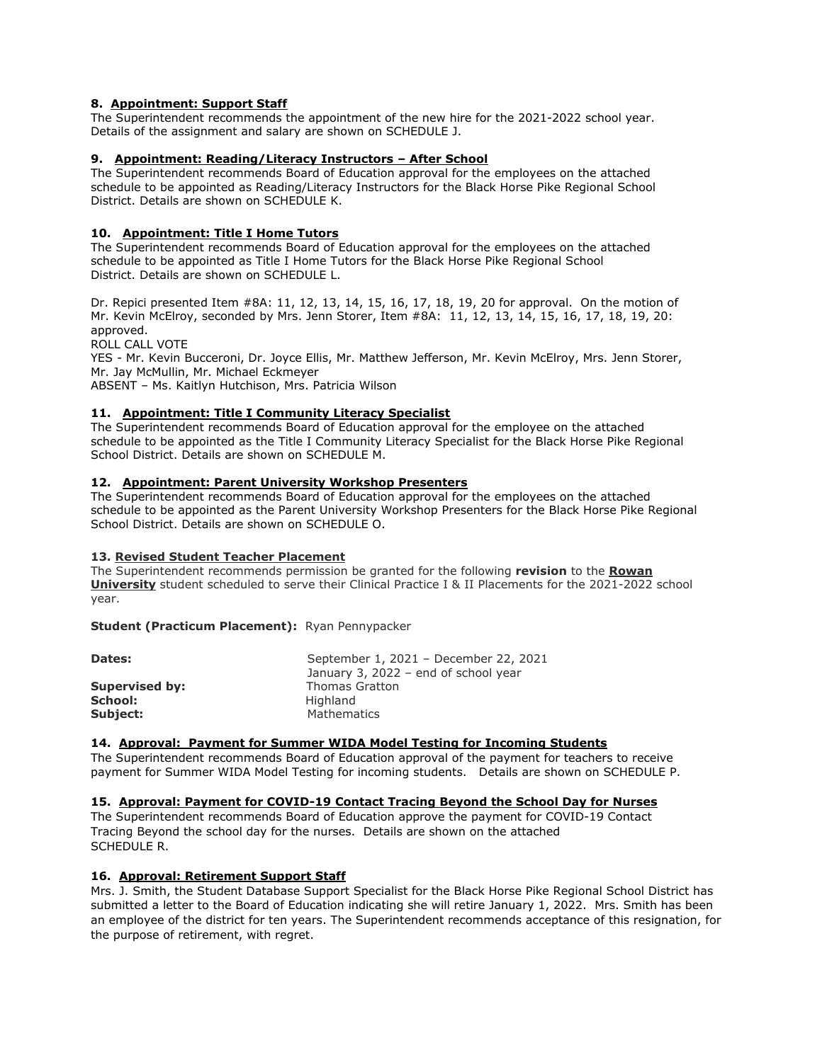**8. Appointment: Support Staff**
The Superintendent recommends the appointment of the new hire for the 2021-2022 school year. Details of the assignment and salary are shown on SCHEDULE J.

**9. Appointment: Reading/Literacy Instructors – After School**
The Superintendent recommends Board of Education approval for the employees on the attached schedule to be appointed as Reading/Literacy Instructors for the Black Horse Pike Regional School District. Details are shown on SCHEDULE K.

**10. Appointment: Title I Home Tutors**
The Superintendent recommends Board of Education approval for the employees on the attached schedule to be appointed as Title I Home Tutors for the Black Horse Pike Regional School District. Details are shown on SCHEDULE L.

Dr. Repici presented Item #8A: 11, 12, 13, 14, 15, 16, 17, 18, 19, 20 for approval. On the motion of Mr. Kevin McElroy, seconded by Mrs. Jenn Storer, Item #8A: 11, 12, 13, 14, 15, 16, 17, 18, 19, 20: approved.
ROLL CALL VOTE
YES - Mr. Kevin Bucceroni, Dr. Joyce Ellis, Mr. Matthew Jefferson, Mr. Kevin McElroy, Mrs. Jenn Storer, Mr. Jay McMullin, Mr. Michael Eckmeyer
ABSENT – Ms. Kaitlyn Hutchison, Mrs. Patricia Wilson

**11. Appointment: Title I Community Literacy Specialist**
The Superintendent recommends Board of Education approval for the employee on the attached schedule to be appointed as the Title I Community Literacy Specialist for the Black Horse Pike Regional School District. Details are shown on SCHEDULE M.

**12. Appointment: Parent University Workshop Presenters**
The Superintendent recommends Board of Education approval for the employees on the attached schedule to be appointed as the Parent University Workshop Presenters for the Black Horse Pike Regional School District. Details are shown on SCHEDULE O.

**13. Revised Student Teacher Placement**
The Superintendent recommends permission be granted for the following **revision** to the **Rowan University** student scheduled to serve their Clinical Practice I & II Placements for the 2021-2022 school year.

**Student (Practicum Placement):** Ryan Pennypacker

| | |
|---|---|
| **Dates:** | September 1, 2021 – December 22, 2021<br>January 3, 2022 – end of school year |
| **Supervised by:** | Thomas Gratton |
| **School:** | Highland |
| **Subject:** | Mathematics |

**14. Approval: Payment for Summer WIDA Model Testing for Incoming Students**
The Superintendent recommends Board of Education approval of the payment for teachers to receive payment for Summer WIDA Model Testing for incoming students. Details are shown on SCHEDULE P.

**15. Approval: Payment for COVID-19 Contact Tracing Beyond the School Day for Nurses**
The Superintendent recommends Board of Education approve the payment for COVID-19 Contact Tracing Beyond the school day for the nurses. Details are shown on the attached SCHEDULE R.

**16. Approval: Retirement Support Staff**
Mrs. J. Smith, the Student Database Support Specialist for the Black Horse Pike Regional School District has submitted a letter to the Board of Education indicating she will retire January 1, 2022. Mrs. Smith has been an employee of the district for ten years. The Superintendent recommends acceptance of this resignation, for the purpose of retirement, with regret.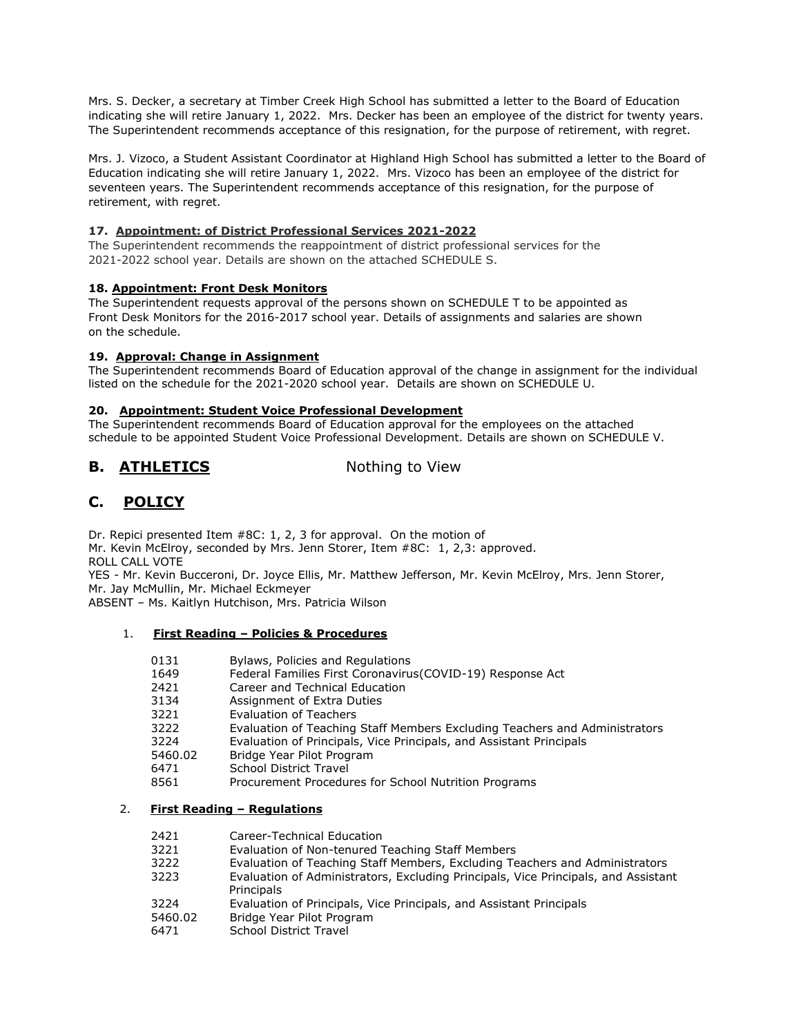Mrs. S. Decker, a secretary at Timber Creek High School has submitted a letter to the Board of Education indicating she will retire January 1, 2022. Mrs. Decker has been an employee of the district for twenty years. The Superintendent recommends acceptance of this resignation, for the purpose of retirement, with regret.

Mrs. J. Vizoco, a Student Assistant Coordinator at Highland High School has submitted a letter to the Board of Education indicating she will retire January 1, 2022. Mrs. Vizoco has been an employee of the district for seventeen years. The Superintendent recommends acceptance of this resignation, for the purpose of retirement, with regret.

**17. Appointment: of District Professional Services 2021-2022**

The Superintendent recommends the reappointment of district professional services for the 2021-2022 school year. Details are shown on the attached SCHEDULE S.

**18. Appointment: Front Desk Monitors**

The Superintendent requests approval of the persons shown on SCHEDULE T to be appointed as Front Desk Monitors for the 2016-2017 school year. Details of assignments and salaries are shown on the schedule.

**19. Approval: Change in Assignment**

The Superintendent recommends Board of Education approval of the change in assignment for the individual listed on the schedule for the 2021-2020 school year. Details are shown on SCHEDULE U.

**20. Appointment: Student Voice Professional Development**

The Superintendent recommends Board of Education approval for the employees on the attached schedule to be appointed Student Voice Professional Development. Details are shown on SCHEDULE V.

## B. ATHLETICS    Nothing to View

## C. POLICY

Dr. Repici presented Item #8C: 1, 2, 3 for approval. On the motion of Mr. Kevin McElroy, seconded by Mrs. Jenn Storer, Item #8C: 1, 2,3: approved.
ROLL CALL VOTE
YES - Mr. Kevin Bucceroni, Dr. Joyce Ellis, Mr. Matthew Jefferson, Mr. Kevin McElroy, Mrs. Jenn Storer, Mr. Jay McMullin, Mr. Michael Eckmeyer
ABSENT – Ms. Kaitlyn Hutchison, Mrs. Patricia Wilson

1. **First Reading – Policies & Procedures**

| | |
|---|---|
| 0131 | Bylaws, Policies and Regulations |
| 1649 | Federal Families First Coronavirus(COVID-19) Response Act |
| 2421 | Career and Technical Education |
| 3134 | Assignment of Extra Duties |
| 3221 | Evaluation of Teachers |
| 3222 | Evaluation of Teaching Staff Members Excluding Teachers and Administrators |
| 3224 | Evaluation of Principals, Vice Principals, and Assistant Principals |
| 5460.02 | Bridge Year Pilot Program |
| 6471 | School District Travel |
| 8561 | Procurement Procedures for School Nutrition Programs |

2. **First Reading – Regulations**

| | |
|---|---|
| 2421 | Career-Technical Education |
| 3221 | Evaluation of Non-tenured Teaching Staff Members |
| 3222 | Evaluation of Teaching Staff Members, Excluding Teachers and Administrators |
| 3223 | Evaluation of Administrators, Excluding Principals, Vice Principals, and Assistant Principals |
| 3224 | Evaluation of Principals, Vice Principals, and Assistant Principals |
| 5460.02 | Bridge Year Pilot Program |
| 6471 | School District Travel |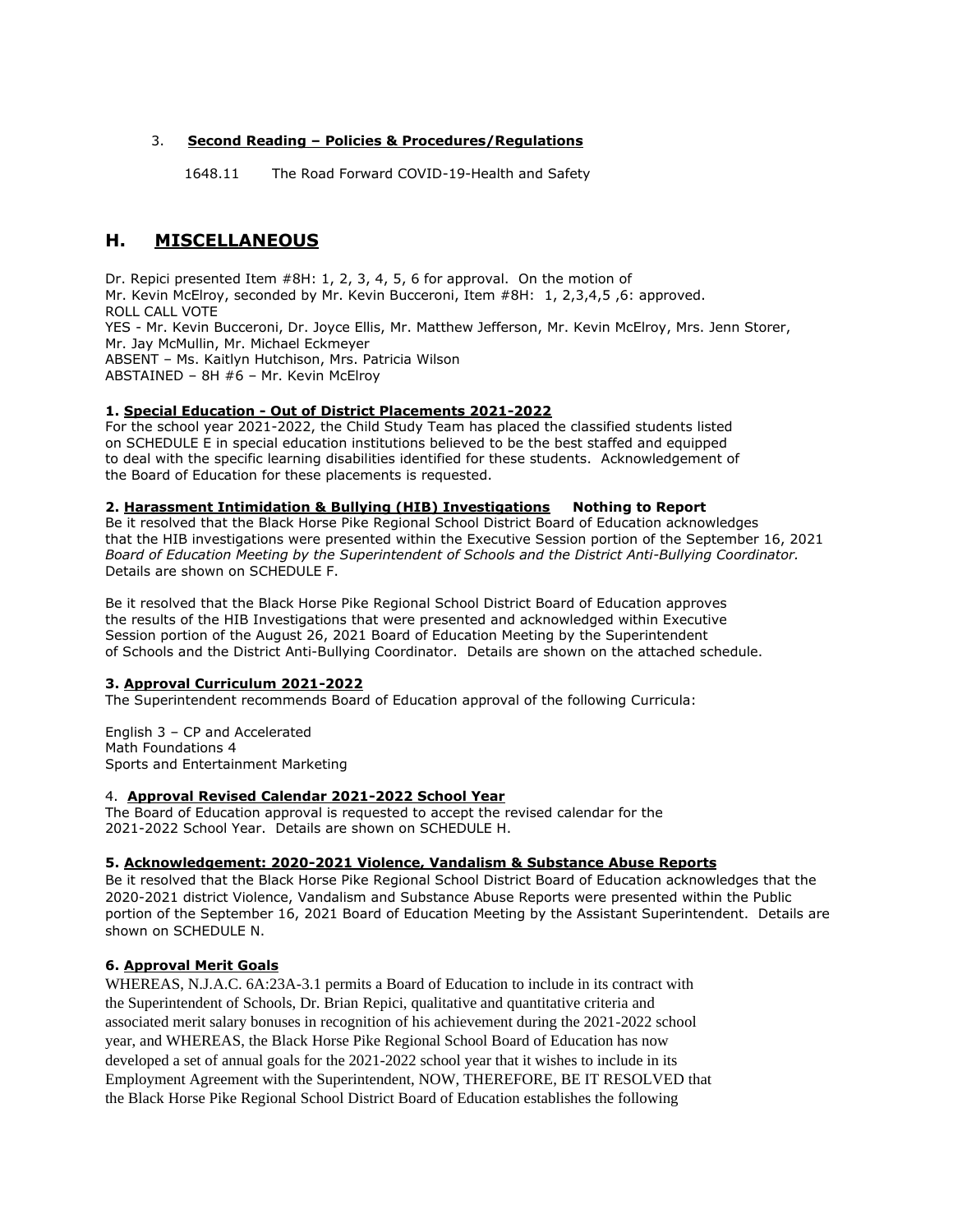3. **Second Reading – Policies & Procedures/Regulations**

1648.11 The Road Forward COVID-19-Health and Safety

## H. MISCELLANEOUS

Dr. Repici presented Item #8H: 1, 2, 3, 4, 5, 6 for approval. On the motion of Mr. Kevin McElroy, seconded by Mr. Kevin Bucceroni, Item #8H: 1, 2,3,4,5 ,6: approved.
ROLL CALL VOTE
YES - Mr. Kevin Bucceroni, Dr. Joyce Ellis, Mr. Matthew Jefferson, Mr. Kevin McElroy, Mrs. Jenn Storer, Mr. Jay McMullin, Mr. Michael Eckmeyer
ABSENT – Ms. Kaitlyn Hutchison, Mrs. Patricia Wilson
ABSTAINED – 8H #6 – Mr. Kevin McElroy

**1. Special Education - Out of District Placements 2021-2022**
For the school year 2021-2022, the Child Study Team has placed the classified students listed on SCHEDULE E in special education institutions believed to be the best staffed and equipped to deal with the specific learning disabilities identified for these students. Acknowledgement of the Board of Education for these placements is requested.

**2. Harassment Intimidation & Bullying (HIB) Investigations Nothing to Report**
Be it resolved that the Black Horse Pike Regional School District Board of Education acknowledges that the HIB investigations were presented within the Executive Session portion of the September 16, 2021 *Board of Education Meeting by the Superintendent of Schools and the District Anti-Bullying Coordinator.* Details are shown on SCHEDULE F.

Be it resolved that the Black Horse Pike Regional School District Board of Education approves the results of the HIB Investigations that were presented and acknowledged within Executive Session portion of the August 26, 2021 Board of Education Meeting by the Superintendent of Schools and the District Anti-Bullying Coordinator. Details are shown on the attached schedule.

**3. Approval Curriculum 2021-2022**
The Superintendent recommends Board of Education approval of the following Curricula:

English 3 – CP and Accelerated
Math Foundations 4
Sports and Entertainment Marketing

4. **Approval Revised Calendar 2021-2022 School Year**
The Board of Education approval is requested to accept the revised calendar for the 2021-2022 School Year. Details are shown on SCHEDULE H.

**5. Acknowledgement: 2020-2021 Violence, Vandalism & Substance Abuse Reports**
Be it resolved that the Black Horse Pike Regional School District Board of Education acknowledges that the 2020-2021 district Violence, Vandalism and Substance Abuse Reports were presented within the Public portion of the September 16, 2021 Board of Education Meeting by the Assistant Superintendent. Details are shown on SCHEDULE N.

**6. Approval Merit Goals**
WHEREAS, N.J.A.C. 6A:23A-3.1 permits a Board of Education to include in its contract with the Superintendent of Schools, Dr. Brian Repici, qualitative and quantitative criteria and associated merit salary bonuses in recognition of his achievement during the 2021-2022 school year, and WHEREAS, the Black Horse Pike Regional School Board of Education has now developed a set of annual goals for the 2021-2022 school year that it wishes to include in its Employment Agreement with the Superintendent, NOW, THEREFORE, BE IT RESOLVED that the Black Horse Pike Regional School District Board of Education establishes the following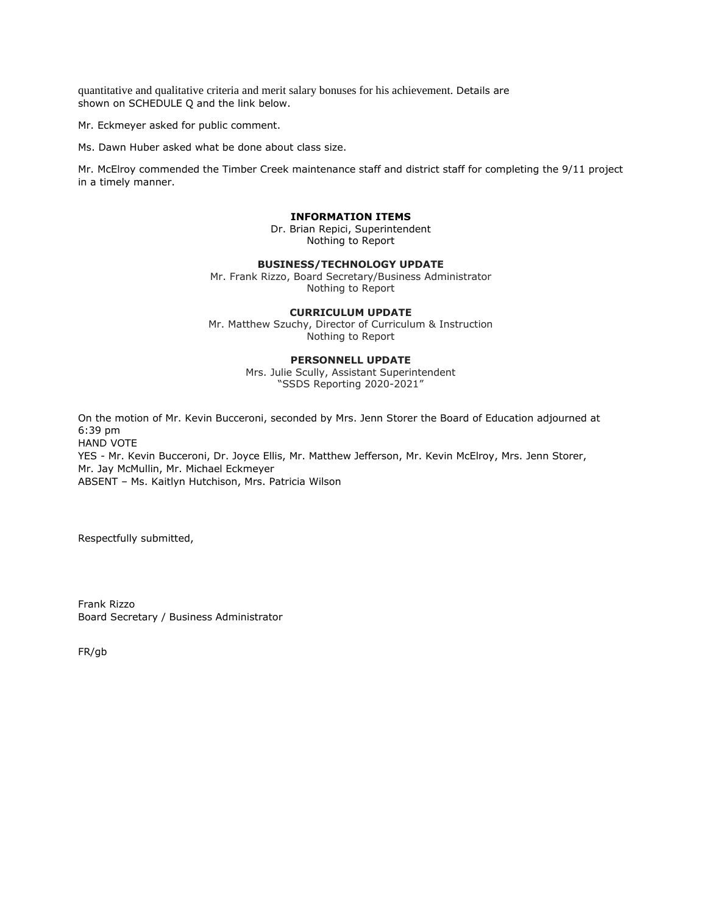quantitative and qualitative criteria and merit salary bonuses for his achievement. Details are shown on SCHEDULE Q and the link below.

Mr. Eckmeyer asked for public comment.

Ms. Dawn Huber asked what be done about class size.

Mr. McElroy commended the Timber Creek maintenance staff and district staff for completing the 9/11 project in a timely manner.

**INFORMATION ITEMS**
Dr. Brian Repici, Superintendent
Nothing to Report

**BUSINESS/TECHNOLOGY UPDATE**
Mr. Frank Rizzo, Board Secretary/Business Administrator
Nothing to Report

**CURRICULUM UPDATE**
Mr. Matthew Szuchy, Director of Curriculum & Instruction
Nothing to Report

**PERSONNELL UPDATE**
Mrs. Julie Scully, Assistant Superintendent
"SSDS Reporting 2020-2021"

On the motion of Mr. Kevin Bucceroni, seconded by Mrs. Jenn Storer the Board of Education adjourned at 6:39 pm
HAND VOTE
YES - Mr. Kevin Bucceroni, Dr. Joyce Ellis, Mr. Matthew Jefferson, Mr. Kevin McElroy, Mrs. Jenn Storer, Mr. Jay McMullin, Mr. Michael Eckmeyer
ABSENT – Ms. Kaitlyn Hutchison, Mrs. Patricia Wilson

Respectfully submitted,

Frank Rizzo
Board Secretary / Business Administrator

FR/gb